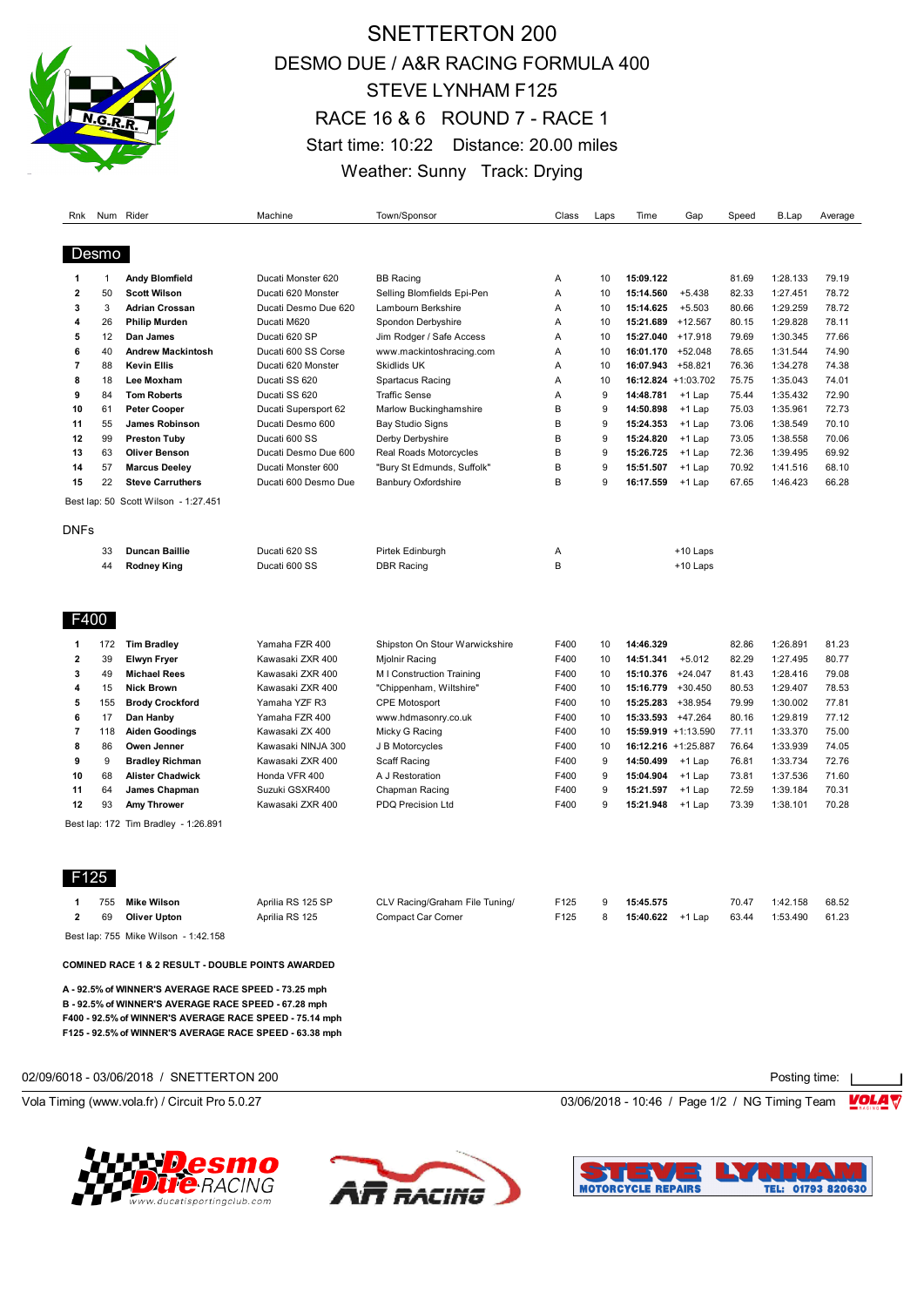# SNETTERTON 200

## DESMO DUE / A&R RACING FORMULA 400

## STEVE LYNHAM F125

## RACE 16 & 6 ROUND 7 - RACE 1

Start time: 10:22 Distance: 20.00 miles

Weather: Sunny Track: Drying

### Desmo

| Rnk | Num | Rider | Machine | Town/Sponsor | Class | Laps | Time | Gap | Speed | B.Lap | Average |
|---|---|---|---|---|---|---|---|---|---|---|---|
| 1 | 1 | **Andy Blomfield** | Ducati Monster 620 | BB Racing | A | 10 | **15:09.122** | | 81.69 | 1:28.133 | 79.19 |
| 2 | 50 | **Scott Wilson** | Ducati 620 Monster | Selling Blomfields Epi-Pen | A | 10 | **15:14.560** | +5.438 | 82.33 | 1:27.451 | 78.72 |
| 3 | 3 | **Adrian Crossan** | Ducati Desmo Due 620 | Lambourn Berkshire | A | 10 | **15:14.625** | +5.503 | 80.66 | 1:29.259 | 78.72 |
| 4 | 26 | **Philip Murden** | Ducati M620 | Spondon Derbyshire | A | 10 | **15:21.689** | +12.567 | 80.15 | 1:29.828 | 78.11 |
| 5 | 12 | **Dan James** | Ducati 620 SP | Jim Rodger / Safe Access | A | 10 | **15:27.040** | +17.918 | 79.69 | 1:30.345 | 77.66 |
| 6 | 40 | **Andrew Mackintosh** | Ducati 600 SS Corse | www.mackintoshracing.com | A | 10 | **16:01.170** | +52.048 | 78.65 | 1:31.544 | 74.90 |
| 7 | 88 | **Kevin Ellis** | Ducati 620 Monster | Skidlids UK | A | 10 | **16:07.943** | +58.821 | 76.36 | 1:34.278 | 74.38 |
| 8 | 18 | **Lee Moxham** | Ducati SS 620 | Spartacus Racing | A | 10 | **16:12.824** | +1:03.702 | 75.75 | 1:35.043 | 74.01 |
| 9 | 84 | **Tom Roberts** | Ducati SS 620 | Traffic Sense | A | 9 | **14:48.781** | +1 Lap | 75.44 | 1:35.432 | 72.90 |
| 10 | 61 | **Peter Cooper** | Ducati Supersport 62 | Marlow Buckinghamshire | B | 9 | **14:50.898** | +1 Lap | 75.03 | 1:35.961 | 72.73 |
| 11 | 55 | **James Robinson** | Ducati Desmo 600 | Bay Studio Signs | B | 9 | **15:24.353** | +1 Lap | 73.06 | 1:38.549 | 70.10 |
| 12 | 99 | **Preston Tuby** | Ducati 600 SS | Derby Derbyshire | B | 9 | **15:24.820** | +1 Lap | 73.05 | 1:38.558 | 70.06 |
| 13 | 63 | **Oliver Benson** | Ducati Desmo Due 600 | Real Roads Motorcycles | B | 9 | **15:26.725** | +1 Lap | 72.36 | 1:39.495 | 69.92 |
| 14 | 57 | **Marcus Deeley** | Ducati Monster 600 | "Bury St Edmunds, Suffolk" | B | 9 | **15:51.507** | +1 Lap | 70.92 | 1:41.516 | 68.10 |
| 15 | 22 | **Steve Carruthers** | Ducati 600 Desmo Due | Banbury Oxfordshire | B | 9 | **16:17.559** | +1 Lap | 67.65 | 1:46.423 | 66.28 |

Best lap: 50 Scott Wilson - 1:27.451

### DNFs

| Rnk | Num | Rider | Machine | Town/Sponsor | Class | Laps | Time | Gap | Speed | B.Lap | Average |
|---|---|---|---|---|---|---|---|---|---|---|---|
| | 33 | **Duncan Baillie** | Ducati 620 SS | Pirtek Edinburgh | A | | | +10 Laps | | | |
| | 44 | **Rodney King** | Ducati 600 SS | DBR Racing | B | | | +10 Laps | | | |

### F400

| Rnk | Num | Rider | Machine | Town/Sponsor | Class | Laps | Time | Gap | Speed | B.Lap | Average |
|---|---|---|---|---|---|---|---|---|---|---|---|
| 1 | 172 | **Tim Bradley** | Yamaha FZR 400 | Shipston On Stour Warwickshire | F400 | 10 | **14:46.329** | | 82.86 | 1:26.891 | 81.23 |
| 2 | 39 | **Elwyn Fryer** | Kawasaki ZXR 400 | Mjolnir Racing | F400 | 10 | **14:51.341** | +5.012 | 82.29 | 1:27.495 | 80.77 |
| 3 | 49 | **Michael Rees** | Kawasaki ZXR 400 | M I Construction Training | F400 | 10 | **15:10.376** | +24.047 | 81.43 | 1:28.416 | 79.08 |
| 4 | 15 | **Nick Brown** | Kawasaki ZXR 400 | "Chippenham, Wiltshire" | F400 | 10 | **15:16.779** | +30.450 | 80.53 | 1:29.407 | 78.53 |
| 5 | 155 | **Brody Crockford** | Yamaha YZF R3 | CPE Motosport | F400 | 10 | **15:25.283** | +38.954 | 79.99 | 1:30.002 | 77.81 |
| 6 | 17 | **Dan Hanby** | Yamaha FZR 400 | www.hdmasonry.co.uk | F400 | 10 | **15:33.593** | +47.264 | 80.16 | 1:29.819 | 77.12 |
| 7 | 118 | **Aiden Goodings** | Kawasaki ZX 400 | Micky G Racing | F400 | 10 | **15:59.919** | +1:13.590 | 77.11 | 1:33.370 | 75.00 |
| 8 | 86 | **Owen Jenner** | Kawasaki NINJA 300 | J B Motorcycles | F400 | 10 | **16:12.216** | +1:25.887 | 76.64 | 1:33.939 | 74.05 |
| 9 | 9 | **Bradley Richman** | Kawasaki ZXR 400 | Scaff Racing | F400 | 9 | **14:50.499** | +1 Lap | 76.81 | 1:33.734 | 72.76 |
| 10 | 68 | **Alister Chadwick** | Honda VFR 400 | A J Restoration | F400 | 9 | **15:04.904** | +1 Lap | 73.81 | 1:37.536 | 71.60 |
| 11 | 64 | **James Chapman** | Suzuki GSXR400 | Chapman Racing | F400 | 9 | **15:21.597** | +1 Lap | 72.59 | 1:39.184 | 70.31 |
| 12 | 93 | **Amy Thrower** | Kawasaki ZXR 400 | PDQ Precision Ltd | F400 | 9 | **15:21.948** | +1 Lap | 73.39 | 1:38.101 | 70.28 |

Best lap: 172 Tim Bradley - 1:26.891

### F125

| Rnk | Num | Rider | Machine | Town/Sponsor | Class | Laps | Time | Gap | Speed | B.Lap | Average |
|---|---|---|---|---|---|---|---|---|---|---|---|
| 1 | 755 | **Mike Wilson** | Aprilia RS 125 SP | CLV Racing/Graham File Tuning/ | F125 | 9 | **15:45.575** | | 70.47 | 1:42.158 | 68.52 |
| 2 | 69 | **Oliver Upton** | Aprilia RS 125 | Compact Car Corner | F125 | 8 | **15:40.622** | +1 Lap | 63.44 | 1:53.490 | 61.23 |

Best lap: 755 Mike Wilson - 1:42.158

**COMINED RACE 1 & 2 RESULT - DOUBLE POINTS AWARDED**

**A - 92.5% of WINNER'S AVERAGE RACE SPEED - 73.25 mph**
**B - 92.5% of WINNER'S AVERAGE RACE SPEED - 67.28 mph**
**F400 - 92.5% of WINNER'S AVERAGE RACE SPEED - 75.14 mph**
**F125 - 92.5% of WINNER'S AVERAGE RACE SPEED - 63.38 mph**

02/09/6018 - 03/06/2018 / SNETTERTON 200

Posting time:

Vola Timing (www.vola.fr) / Circuit Pro 5.0.27

03/06/2018 - 10:46 / NG Timing Team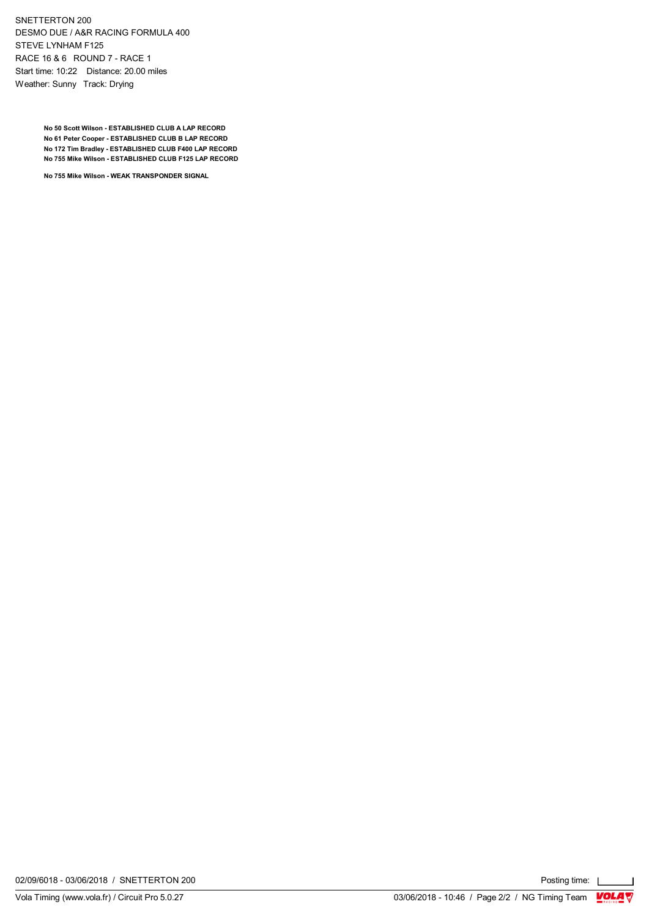SNETTERTON 200
DESMO DUE / A&R RACING FORMULA 400
STEVE LYNHAM F125
RACE 16 & 6 ROUND 7 - RACE 1
Start time: 10:22 Distance: 20.00 miles
Weather: Sunny Track: Drying

**No 50 Scott Wilson - ESTABLISHED CLUB A LAP RECORD**
**No 61 Peter Cooper - ESTABLISHED CLUB B LAP RECORD**
**No 172 Tim Bradley - ESTABLISHED CLUB F400 LAP RECORD**
**No 755 Mike Wilson - ESTABLISHED CLUB F125 LAP RECORD**

**No 755 Mike Wilson - WEAK TRANSPONDER SIGNAL**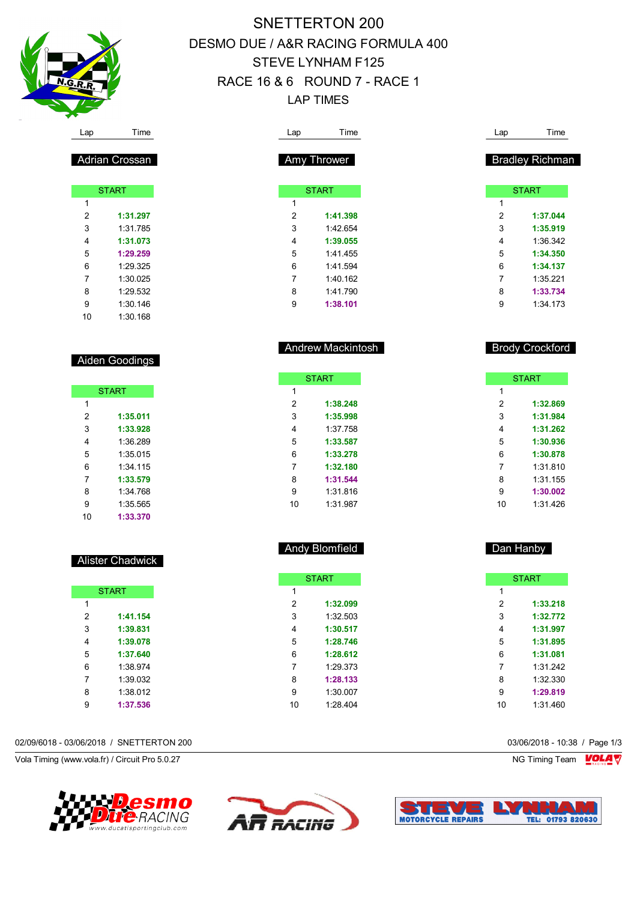# SNETTERTON 200

## DESMO DUE / A&R RACING FORMULA 400
## STEVE LYNHAM F125
## RACE 16 & 6 ROUND 7 - RACE 1
## LAP TIMES

### Adrian Crossan

| Lap | Time |
|---|---|
| START | |
| 1 | |
| 2 | **1:31.297** |
| 3 | 1:31.785 |
| 4 | **1:31.073** |
| 5 | **1:29.259** |
| 6 | 1:29.325 |
| 7 | 1:30.025 |
| 8 | 1:29.532 |
| 9 | 1:30.146 |
| 10 | 1:30.168 |

### Aiden Goodings

| Lap | Time |
|---|---|
| START | |
| 1 | |
| 2 | **1:35.011** |
| 3 | **1:33.928** |
| 4 | 1:36.289 |
| 5 | 1:35.015 |
| 6 | 1:34.115 |
| 7 | **1:33.579** |
| 8 | 1:34.768 |
| 9 | 1:35.565 |
| 10 | **1:33.370** |

### Alister Chadwick

| Lap | Time |
|---|---|
| START | |
| 1 | |
| 2 | **1:41.154** |
| 3 | **1:39.831** |
| 4 | **1:39.078** |
| 5 | **1:37.640** |
| 6 | 1:38.974 |
| 7 | 1:39.032 |
| 8 | 1:38.012 |
| 9 | **1:37.536** |

### Amy Thrower

| Lap | Time |
|---|---|
| START | |
| 1 | |
| 2 | **1:41.398** |
| 3 | 1:42.654 |
| 4 | **1:39.055** |
| 5 | 1:41.455 |
| 6 | 1:41.594 |
| 7 | 1:40.162 |
| 8 | 1:41.790 |
| 9 | **1:38.101** |

### Andrew Mackintosh

| Lap | Time |
|---|---|
| START | |
| 1 | |
| 2 | **1:38.248** |
| 3 | **1:35.998** |
| 4 | 1:37.758 |
| 5 | **1:33.587** |
| 6 | **1:33.278** |
| 7 | **1:32.180** |
| 8 | **1:31.544** |
| 9 | 1:31.816 |
| 10 | 1:31.987 |

### Andy Blomfield

| Lap | Time |
|---|---|
| START | |
| 1 | |
| 2 | **1:32.099** |
| 3 | 1:32.503 |
| 4 | **1:30.517** |
| 5 | **1:28.746** |
| 6 | **1:28.612** |
| 7 | 1:29.373 |
| 8 | **1:28.133** |
| 9 | 1:30.007 |
| 10 | 1:28.404 |

### Bradley Richman

| Lap | Time |
|---|---|
| START | |
| 1 | |
| 2 | **1:37.044** |
| 3 | **1:35.919** |
| 4 | 1:36.342 |
| 5 | **1:34.350** |
| 6 | **1:34.137** |
| 7 | 1:35.221 |
| 8 | **1:33.734** |
| 9 | 1:34.173 |

### Brody Crockford

| Lap | Time |
|---|---|
| START | |
| 1 | |
| 2 | **1:32.869** |
| 3 | **1:31.984** |
| 4 | **1:31.262** |
| 5 | **1:30.936** |
| 6 | **1:30.878** |
| 7 | 1:31.810 |
| 8 | 1:31.155 |
| 9 | **1:30.002** |
| 10 | 1:31.426 |

### Dan Hanby

| Lap | Time |
|---|---|
| START | |
| 1 | |
| 2 | **1:33.218** |
| 3 | **1:32.772** |
| 4 | **1:31.997** |
| 5 | **1:31.895** |
| 6 | **1:31.081** |
| 7 | 1:31.242 |
| 8 | 1:32.330 |
| 9 | **1:29.819** |
| 10 | 1:31.460 |

02/09/6018 - 03/06/2018 / SNETTERTON 200

03/06/2018 - 10:38 / Page 1/3

Vola Timing (www.vola.fr) / Circuit Pro 5.0.27

NG Timing Team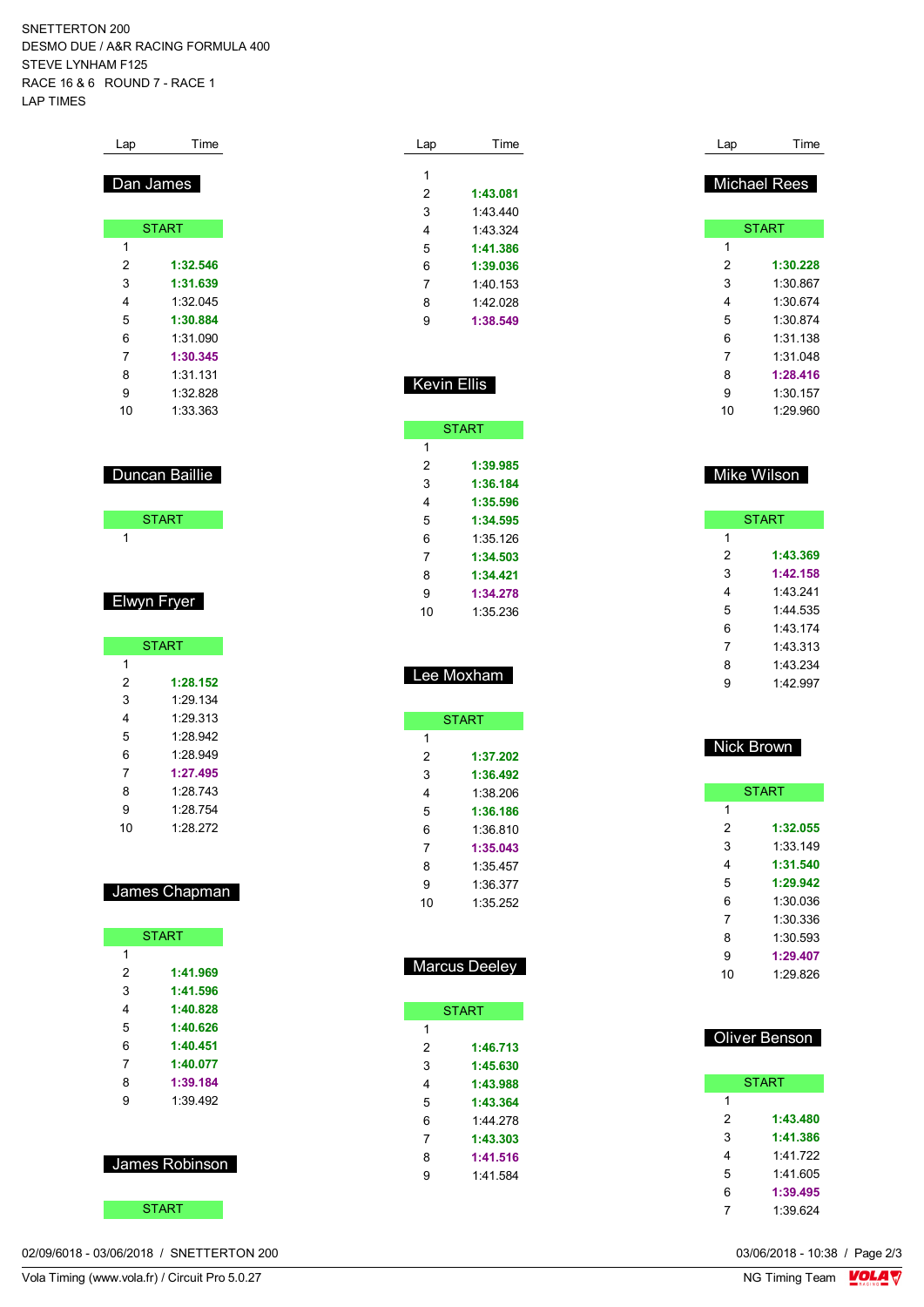SNETTERTON 200
DESMO DUE / A&R RACING FORMULA 400
STEVE LYNHAM F125
RACE 16 & 6 ROUND 7 - RACE 1
LAP TIMES

| Lap | Time |
|---|---|
| **Dan James** | |
| START | |
| 1 | |
| 2 | **1:32.546** |
| 3 | **1:31.639** |
| 4 | 1:32.045 |
| 5 | **1:30.884** |
| 6 | 1:31.090 |
| 7 | **1:30.345** |
| 8 | 1:31.131 |
| 9 | 1:32.828 |
| 10 | 1:33.363 |

| Lap | Time |
|---|---|
| **Duncan Baillie** | |
| START | |
| 1 | |

| Lap | Time |
|---|---|
| **Elwyn Fryer** | |
| START | |
| 1 | |
| 2 | **1:28.152** |
| 3 | 1:29.134 |
| 4 | 1:29.313 |
| 5 | 1:28.942 |
| 6 | 1:28.949 |
| 7 | **1:27.495** |
| 8 | 1:28.743 |
| 9 | 1:28.754 |
| 10 | 1:28.272 |

| Lap | Time |
|---|---|
| **James Chapman** | |
| START | |
| 1 | |
| 2 | **1:41.969** |
| 3 | **1:41.596** |
| 4 | **1:40.828** |
| 5 | **1:40.626** |
| 6 | **1:40.451** |
| 7 | **1:40.077** |
| 8 | **1:39.184** |
| 9 | 1:39.492 |

| Lap | Time |
|---|---|
| **James Robinson** | |
| START | |
| 1 | |
| 2 | **1:43.081** |
| 3 | 1:43.440 |
| 4 | 1:43.324 |
| 5 | **1:41.386** |
| 6 | **1:39.036** |
| 7 | 1:40.153 |
| 8 | 1:42.028 |
| 9 | **1:38.549** |

| Lap | Time |
|---|---|
| **Kevin Ellis** | |
| START | |
| 1 | |
| 2 | **1:39.985** |
| 3 | **1:36.184** |
| 4 | **1:35.596** |
| 5 | **1:34.595** |
| 6 | 1:35.126 |
| 7 | **1:34.503** |
| 8 | **1:34.421** |
| 9 | **1:34.278** |
| 10 | 1:35.236 |

| Lap | Time |
|---|---|
| **Lee Moxham** | |
| START | |
| 1 | |
| 2 | **1:37.202** |
| 3 | **1:36.492** |
| 4 | 1:38.206 |
| 5 | **1:36.186** |
| 6 | 1:36.810 |
| 7 | **1:35.043** |
| 8 | 1:35.457 |
| 9 | 1:36.377 |
| 10 | 1:35.252 |

| Lap | Time |
|---|---|
| **Marcus Deeley** | |
| START | |
| 1 | |
| 2 | **1:46.713** |
| 3 | **1:45.630** |
| 4 | **1:43.988** |
| 5 | **1:43.364** |
| 6 | 1:44.278 |
| 7 | **1:43.303** |
| 8 | **1:41.516** |
| 9 | 1:41.584 |

| Lap | Time |
|---|---|
| **Michael Rees** | |
| START | |
| 1 | |
| 2 | **1:30.228** |
| 3 | 1:30.867 |
| 4 | 1:30.674 |
| 5 | 1:30.874 |
| 6 | 1:31.138 |
| 7 | 1:31.048 |
| 8 | **1:28.416** |
| 9 | 1:30.157 |
| 10 | 1:29.960 |

| Lap | Time |
|---|---|
| **Mike Wilson** | |
| START | |
| 1 | |
| 2 | **1:43.369** |
| 3 | **1:42.158** |
| 4 | 1:43.241 |
| 5 | 1:44.535 |
| 6 | 1:43.174 |
| 7 | 1:43.313 |
| 8 | 1:43.234 |
| 9 | 1:42.997 |

| Lap | Time |
|---|---|
| **Nick Brown** | |
| START | |
| 1 | |
| 2 | **1:32.055** |
| 3 | 1:33.149 |
| 4 | **1:31.540** |
| 5 | **1:29.942** |
| 6 | 1:30.036 |
| 7 | 1:30.336 |
| 8 | 1:30.593 |
| 9 | **1:29.407** |
| 10 | 1:29.826 |

| Lap | Time |
|---|---|
| **Oliver Benson** | |
| START | |
| 1 | |
| 2 | **1:43.480** |
| 3 | **1:41.386** |
| 4 | 1:41.722 |
| 5 | 1:41.605 |
| 6 | **1:39.495** |
| 7 | 1:39.624 |

02/09/6018 - 03/06/2018 / SNETTERTON 200
Vola Timing (www.vola.fr) / Circuit Pro 5.0.27

03/06/2018 - 10:38
NG Timing Team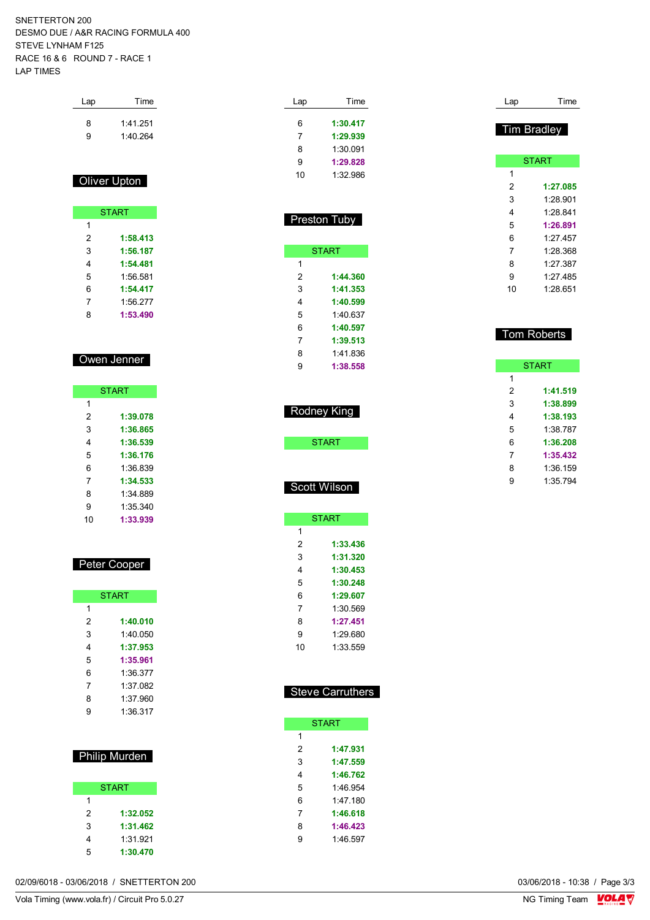SNETTERTON 200
DESMO DUE / A&R RACING FORMULA 400
STEVE LYNHAM F125
RACE 16 & 6 ROUND 7 - RACE 1
LAP TIMES

| Lap | Time |
|---|---|
| 8 | 1:41.251 |
| 9 | 1:40.264 |

## Oliver Upton

| Lap | Time |
|---|---|
| START | |
| 1 | |
| 2 | **1:58.413** |
| 3 | **1:56.187** |
| 4 | **1:54.481** |
| 5 | 1:56.581 |
| 6 | **1:54.417** |
| 7 | 1:56.277 |
| 8 | **1:53.490** |

## Owen Jenner

| Lap | Time |
|---|---|
| START | |
| 1 | |
| 2 | **1:39.078** |
| 3 | **1:36.865** |
| 4 | **1:36.539** |
| 5 | **1:36.176** |
| 6 | 1:36.839 |
| 7 | **1:34.533** |
| 8 | 1:34.889 |
| 9 | 1:35.340 |
| 10 | **1:33.939** |

## Peter Cooper

| Lap | Time |
|---|---|
| START | |
| 1 | |
| 2 | **1:40.010** |
| 3 | 1:40.050 |
| 4 | **1:37.953** |
| 5 | **1:35.961** |
| 6 | 1:36.377 |
| 7 | 1:37.082 |
| 8 | 1:37.960 |
| 9 | 1:36.317 |

## Philip Murden

| Lap | Time |
|---|---|
| START | |
| 1 | |
| 2 | **1:32.052** |
| 3 | **1:31.462** |
| 4 | 1:31.921 |
| 5 | **1:30.470** |
| 6 | **1:30.417** |
| 7 | **1:29.939** |
| 8 | 1:30.091 |
| 9 | **1:29.828** |
| 10 | 1:32.986 |

## Preston Tuby

| Lap | Time |
|---|---|
| START | |
| 1 | |
| 2 | **1:44.360** |
| 3 | **1:41.353** |
| 4 | **1:40.599** |
| 5 | 1:40.637 |
| 6 | **1:40.597** |
| 7 | **1:39.513** |
| 8 | 1:41.836 |
| 9 | **1:38.558** |

## Rodney King

| Lap | Time |
|---|---|
| START | |

## Scott Wilson

| Lap | Time |
|---|---|
| START | |
| 1 | |
| 2 | **1:33.436** |
| 3 | **1:31.320** |
| 4 | **1:30.453** |
| 5 | **1:30.248** |
| 6 | **1:29.607** |
| 7 | 1:30.569 |
| 8 | **1:27.451** |
| 9 | 1:29.680 |
| 10 | 1:33.559 |

## Steve Carruthers

| Lap | Time |
|---|---|
| START | |
| 1 | |
| 2 | **1:47.931** |
| 3 | **1:47.559** |
| 4 | **1:46.762** |
| 5 | 1:46.954 |
| 6 | 1:47.180 |
| 7 | **1:46.618** |
| 8 | **1:46.423** |
| 9 | 1:46.597 |

## Tim Bradley

| Lap | Time |
|---|---|
| START | |
| 1 | |
| 2 | **1:27.085** |
| 3 | 1:28.901 |
| 4 | 1:28.841 |
| 5 | **1:26.891** |
| 6 | 1:27.457 |
| 7 | 1:28.368 |
| 8 | 1:27.387 |
| 9 | 1:27.485 |
| 10 | 1:28.651 |

## Tom Roberts

| Lap | Time |
|---|---|
| START | |
| 1 | |
| 2 | **1:41.519** |
| 3 | **1:38.899** |
| 4 | **1:38.193** |
| 5 | 1:38.787 |
| 6 | **1:36.208** |
| 7 | **1:35.432** |
| 8 | 1:36.159 |
| 9 | 1:35.794 |

02/09/6018 - 03/06/2018 / SNETTERTON 200 — 03/06/2018 - 10:38

Vola Timing (www.vola.fr) / Circuit Pro 5.0.27 — NG Timing Team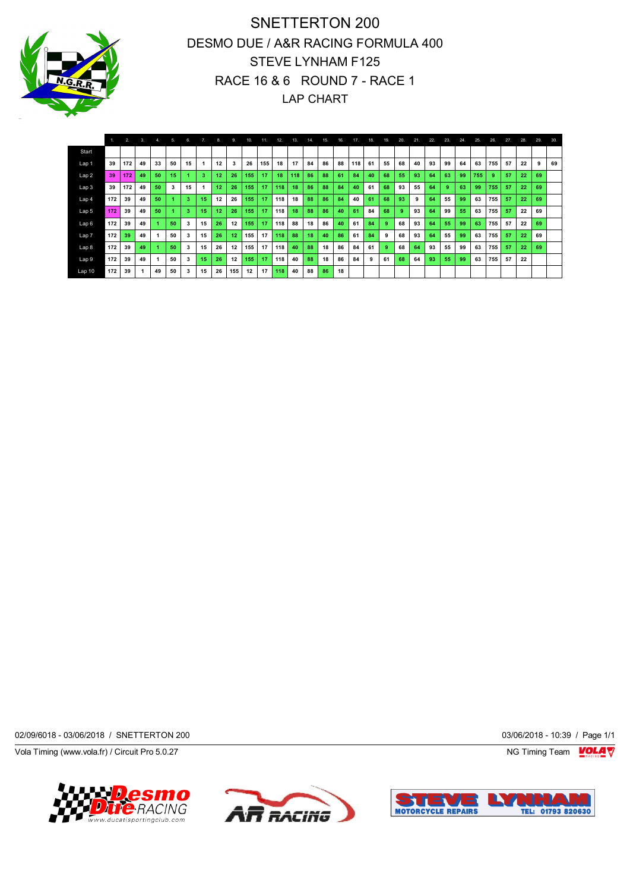# SNETTERTON 200

## DESMO DUE / A&R RACING FORMULA 400

## STEVE LYNHAM F125

## RACE 16 & 6 ROUND 7 - RACE 1

## LAP CHART

| | 1. | 2. | 3. | 4. | 5. | 6. | 7. | 8. | 9. | 10. | 11. | 12. | 13. | 14. | 15. | 16. | 17. | 18. | 19. | 20. | 21. | 22. | 23. | 24. | 25. | 26. | 27. | 28. | 29. | 30. |
|---|---|---|---|---|---|---|---|---|---|---|---|---|---|---|---|---|---|---|---|---|---|---|---|---|---|---|---|---|---|---|
| Start | | | | | | | | | | | | | | | | | | | | | | | | | | | | | | |
| Lap 1 | 39 | 172 | 49 | 33 | 50 | 15 | 1 | 12 | 3 | 26 | 155 | 18 | 17 | 84 | 86 | 88 | 118 | 61 | 55 | 68 | 40 | 93 | 99 | 64 | 63 | 755 | 57 | 22 | 9 | 69 |
| Lap 2 | 39 | 172 | 49 | 50 | 15 | 1 | 3 | 12 | 26 | 155 | 17 | 18 | 118 | 86 | 88 | 61 | 84 | 40 | 68 | 55 | 93 | 64 | 63 | 99 | 755 | 9 | 57 | 22 | 69 | |
| Lap 3 | 39 | 172 | 49 | 50 | 3 | 15 | 1 | 12 | 26 | 155 | 17 | 118 | 18 | 86 | 88 | 84 | 40 | 61 | 68 | 93 | 55 | 64 | 9 | 63 | 99 | 755 | 57 | 22 | 69 | |
| Lap 4 | 172 | 39 | 49 | 50 | 1 | 3 | 15 | 12 | 26 | 155 | 17 | 118 | 18 | 88 | 86 | 84 | 40 | 61 | 68 | 93 | 9 | 64 | 55 | 99 | 63 | 755 | 57 | 22 | 69 | |
| Lap 5 | 172 | 39 | 49 | 50 | 1 | 3 | 15 | 12 | 26 | 155 | 17 | 118 | 18 | 88 | 86 | 40 | 61 | 84 | 68 | 9 | 93 | 64 | 99 | 55 | 63 | 755 | 57 | 22 | 69 | |
| Lap 6 | 172 | 39 | 49 | 1 | 50 | 3 | 15 | 26 | 12 | 155 | 17 | 118 | 88 | 18 | 86 | 40 | 61 | 84 | 9 | 68 | 93 | 64 | 55 | 99 | 63 | 755 | 57 | 22 | 69 | |
| Lap 7 | 172 | 39 | 49 | 1 | 50 | 3 | 15 | 26 | 12 | 155 | 17 | 118 | 88 | 18 | 40 | 86 | 61 | 84 | 9 | 68 | 93 | 64 | 55 | 99 | 63 | 755 | 57 | 22 | 69 | |
| Lap 8 | 172 | 39 | 49 | 1 | 50 | 3 | 15 | 26 | 12 | 155 | 17 | 118 | 40 | 88 | 18 | 86 | 84 | 61 | 9 | 68 | 64 | 93 | 55 | 99 | 63 | 755 | 57 | 22 | 69 | |
| Lap 9 | 172 | 39 | 49 | 1 | 50 | 3 | 15 | 26 | 12 | 155 | 17 | 118 | 40 | 88 | 18 | 86 | 84 | 9 | 61 | 68 | 64 | 93 | 55 | 99 | 63 | 755 | 57 | 22 | | |
| Lap 10 | 172 | 39 | 1 | 49 | 50 | 3 | 15 | 26 | 155 | 12 | 17 | 118 | 40 | 88 | 86 | 18 | | | | | | | | | | | | | | |

02/09/6018 - 03/06/2018 / SNETTERTON 200

03/06/2018 - 10:39 / Page 1/1

Vola Timing (www.vola.fr) / Circuit Pro 5.0.27

NG Timing Team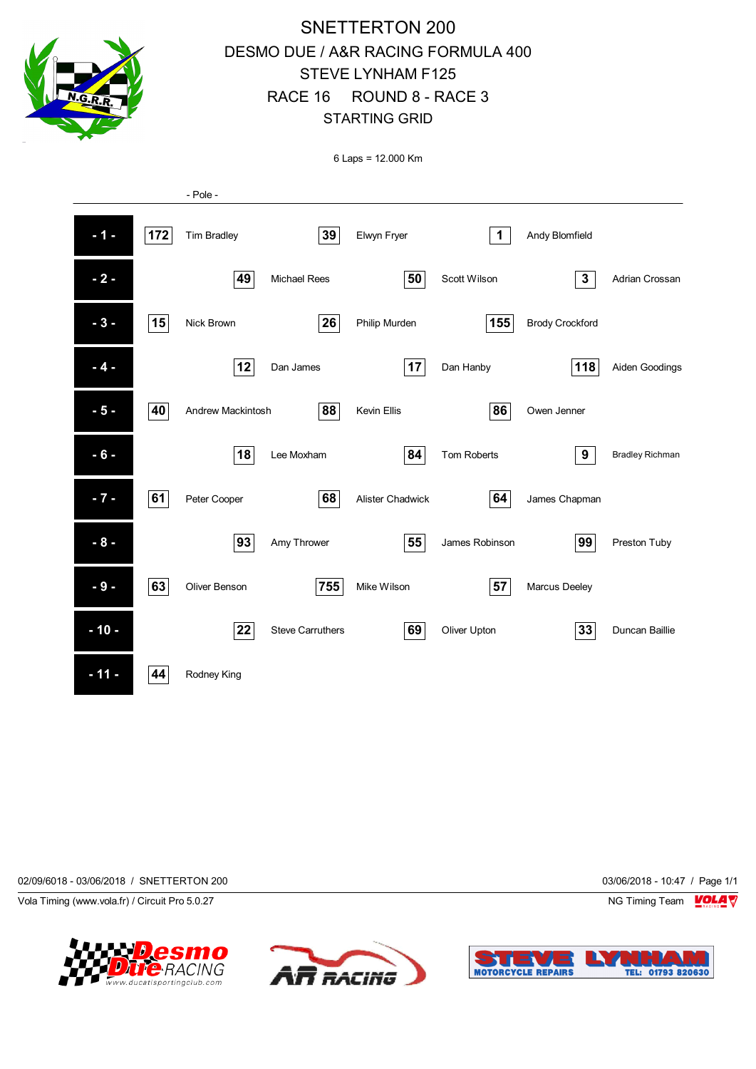# SNETTERTON 200

## DESMO DUE / A&R RACING FORMULA 400

## STEVE LYNHAM F125

## RACE 16 ROUND 8 - RACE 3

## STARTING GRID

6 Laps = 12.000 Km

- Pole -

| Row | No. | Rider | No. | Rider | No. | Rider |
|---|---|---|---|---|---|---|
| - 1 - | 172 | Tim Bradley | 39 | Elwyn Fryer | 1 | Andy Blomfield |
| - 2 - | 49 | Michael Rees | 50 | Scott Wilson | 3 | Adrian Crossan |
| - 3 - | 15 | Nick Brown | 26 | Philip Murden | 155 | Brody Crockford |
| - 4 - | 12 | Dan James | 17 | Dan Hanby | 118 | Aiden Goodings |
| - 5 - | 40 | Andrew Mackintosh | 88 | Kevin Ellis | 86 | Owen Jenner |
| - 6 - | 18 | Lee Moxham | 84 | Tom Roberts | 9 | Bradley Richman |
| - 7 - | 61 | Peter Cooper | 68 | Alister Chadwick | 64 | James Chapman |
| - 8 - | 93 | Amy Thrower | 55 | James Robinson | 99 | Preston Tuby |
| - 9 - | 63 | Oliver Benson | 755 | Mike Wilson | 57 | Marcus Deeley |
| - 10 - | 22 | Steve Carruthers | 69 | Oliver Upton | 33 | Duncan Baillie |
| - 11 - | 44 | Rodney King | | | | |

02/09/6018 - 03/06/2018 / SNETTERTON 200

03/06/2018 - 10:47 / Page 1/1

Vola Timing (www.vola.fr) / Circuit Pro 5.0.27

NG Timing Team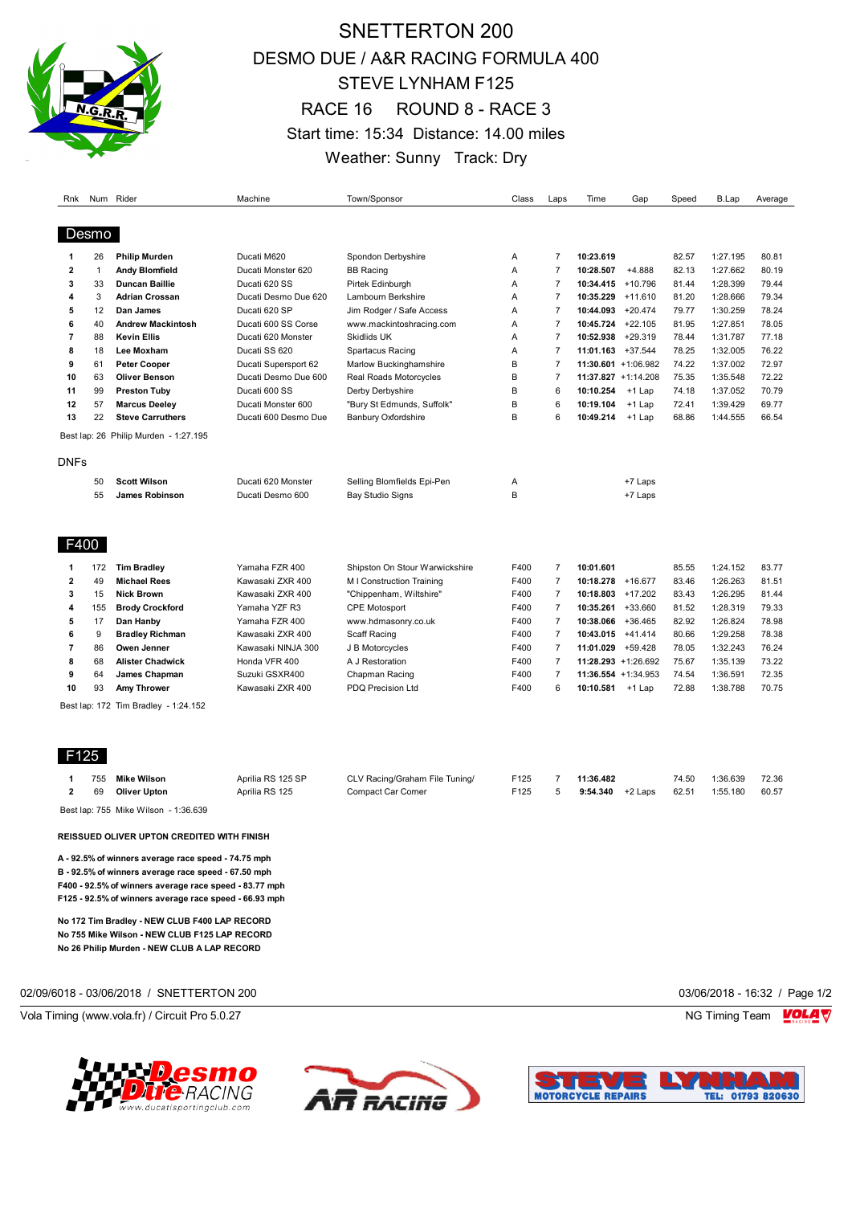# SNETTERTON 200

## DESMO DUE / A&R RACING FORMULA 400

## STEVE LYNHAM F125

## RACE 16 ROUND 8 - RACE 3

Start time: 15:34 Distance: 14.00 miles

Weather: Sunny Track: Dry

### Desmo

| Rnk | Num | Rider | Machine | Town/Sponsor | Class | Laps | Time | Gap | Speed | B.Lap | Average |
|---|---|---|---|---|---|---|---|---|---|---|---|
| 1 | 26 | **Philip Murden** | Ducati M620 | Spondon Derbyshire | A | 7 | **10:23.619** | | 82.57 | 1:27.195 | 80.81 |
| 2 | 1 | **Andy Blomfield** | Ducati Monster 620 | BB Racing | A | 7 | **10:28.507** | +4.888 | 82.13 | 1:27.662 | 80.19 |
| 3 | 33 | **Duncan Baillie** | Ducati 620 SS | Pirtek Edinburgh | A | 7 | **10:34.415** | +10.796 | 81.44 | 1:28.399 | 79.44 |
| 4 | 3 | **Adrian Crossan** | Ducati Desmo Due 620 | Lambourn Berkshire | A | 7 | **10:35.229** | +11.610 | 81.20 | 1:28.666 | 79.34 |
| 5 | 12 | **Dan James** | Ducati 620 SP | Jim Rodger / Safe Access | A | 7 | **10:44.093** | +20.474 | 79.77 | 1:30.259 | 78.24 |
| 6 | 40 | **Andrew Mackintosh** | Ducati 600 SS Corse | www.mackintoshracing.com | A | 7 | **10:45.724** | +22.105 | 81.95 | 1:27.851 | 78.05 |
| 7 | 88 | **Kevin Ellis** | Ducati 620 Monster | Skidlids UK | A | 7 | **10:52.938** | +29.319 | 78.44 | 1:31.787 | 77.18 |
| 8 | 18 | **Lee Moxham** | Ducati SS 620 | Spartacus Racing | A | 7 | **11:01.163** | +37.544 | 78.25 | 1:32.005 | 76.22 |
| 9 | 61 | **Peter Cooper** | Ducati Supersport 62 | Marlow Buckinghamshire | B | 7 | **11:30.601** | +1:06.982 | 74.22 | 1:37.002 | 72.97 |
| 10 | 63 | **Oliver Benson** | Ducati Desmo Due 600 | Real Roads Motorcycles | B | 7 | **11:37.827** | +1:14.208 | 75.35 | 1:35.548 | 72.22 |
| 11 | 99 | **Preston Tuby** | Ducati 600 SS | Derby Derbyshire | B | 6 | **10:10.254** | +1 Lap | 74.18 | 1:37.052 | 70.79 |
| 12 | 57 | **Marcus Deeley** | Ducati Monster 600 | "Bury St Edmunds, Suffolk" | B | 6 | **10:19.104** | +1 Lap | 72.41 | 1:39.429 | 69.77 |
| 13 | 22 | **Steve Carruthers** | Ducati 600 Desmo Due | Banbury Oxfordshire | B | 6 | **10:49.214** | +1 Lap | 68.86 | 1:44.555 | 66.54 |

Best lap: 26 Philip Murden - 1:27.195

### DNFs

| Rnk | Num | Rider | Machine | Town/Sponsor | Class | Laps | Time | Gap | Speed | B.Lap | Average |
|---|---|---|---|---|---|---|---|---|---|---|---|
| | 50 | **Scott Wilson** | Ducati 620 Monster | Selling Blomfields Epi-Pen | A | | | +7 Laps | | | |
| | 55 | **James Robinson** | Ducati Desmo 600 | Bay Studio Signs | B | | | +7 Laps | | | |

### F400

| Rnk | Num | Rider | Machine | Town/Sponsor | Class | Laps | Time | Gap | Speed | B.Lap | Average |
|---|---|---|---|---|---|---|---|---|---|---|---|
| 1 | 172 | **Tim Bradley** | Yamaha FZR 400 | Shipston On Stour Warwickshire | F400 | 7 | **10:01.601** | | 85.55 | 1:24.152 | 83.77 |
| 2 | 49 | **Michael Rees** | Kawasaki ZXR 400 | M I Construction Training | F400 | 7 | **10:18.278** | +16.677 | 83.46 | 1:26.263 | 81.51 |
| 3 | 15 | **Nick Brown** | Kawasaki ZXR 400 | "Chippenham, Wiltshire" | F400 | 7 | **10:18.803** | +17.202 | 83.43 | 1:26.295 | 81.44 |
| 4 | 155 | **Brody Crockford** | Yamaha YZF R3 | CPE Motosport | F400 | 7 | **10:35.261** | +33.660 | 81.52 | 1:28.319 | 79.33 |
| 5 | 17 | **Dan Hanby** | Yamaha FZR 400 | www.hdmasonry.co.uk | F400 | 7 | **10:38.066** | +36.465 | 82.92 | 1:26.824 | 78.98 |
| 6 | 9 | **Bradley Richman** | Kawasaki ZXR 400 | Scaff Racing | F400 | 7 | **10:43.015** | +41.414 | 80.66 | 1:29.258 | 78.38 |
| 7 | 86 | **Owen Jenner** | Kawasaki NINJA 300 | J B Motorcycles | F400 | 7 | **11:01.029** | +59.428 | 78.05 | 1:32.243 | 76.24 |
| 8 | 68 | **Alister Chadwick** | Honda VFR 400 | A J Restoration | F400 | 7 | **11:28.293** | +1:26.692 | 75.67 | 1:35.139 | 73.22 |
| 9 | 64 | **James Chapman** | Suzuki GSXR400 | Chapman Racing | F400 | 7 | **11:36.554** | +1:34.953 | 74.54 | 1:36.591 | 72.35 |
| 10 | 93 | **Amy Thrower** | Kawasaki ZXR 400 | PDQ Precision Ltd | F400 | 6 | **10:10.581** | +1 Lap | 72.88 | 1:38.788 | 70.75 |

Best lap: 172 Tim Bradley - 1:24.152

### F125

| Rnk | Num | Rider | Machine | Town/Sponsor | Class | Laps | Time | Gap | Speed | B.Lap | Average |
|---|---|---|---|---|---|---|---|---|---|---|---|
| 1 | 755 | **Mike Wilson** | Aprilia RS 125 SP | CLV Racing/Graham File Tuning/ | F125 | 7 | **11:36.482** | | 74.50 | 1:36.639 | 72.36 |
| 2 | 69 | **Oliver Upton** | Aprilia RS 125 | Compact Car Corner | F125 | 5 | **9:54.340** | +2 Laps | 62.51 | 1:55.180 | 60.57 |

Best lap: 755 Mike Wilson - 1:36.639

**REISSUED OLIVER UPTON CREDITED WITH FINISH**

**A - 92.5% of winners average race speed - 74.75 mph**
**B - 92.5% of winners average race speed - 67.50 mph**
**F400 - 92.5% of winners average race speed - 83.77 mph**
**F125 - 92.5% of winners average race speed - 66.93 mph**

**No 172 Tim Bradley - NEW CLUB F400 LAP RECORD**
**No 755 Mike Wilson - NEW CLUB F125 LAP RECORD**
**No 26 Philip Murden - NEW CLUB A LAP RECORD**

02/09/6018 - 03/06/2018 / SNETTERTON 200 — 03/06/2018 - 16:32

Vola Timing (www.vola.fr) / Circuit Pro 5.0.27 — NG Timing Team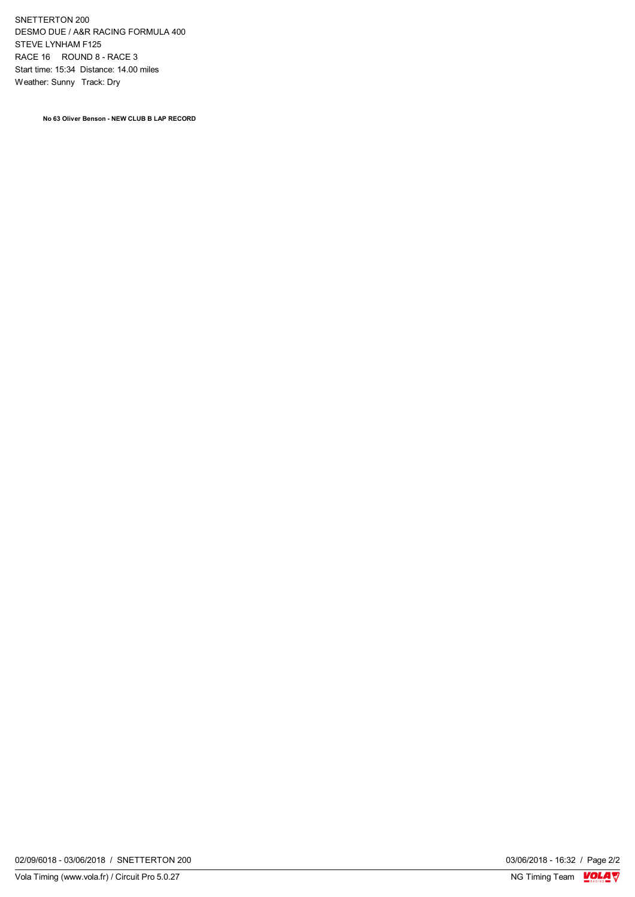SNETTERTON 200
DESMO DUE / A&R RACING FORMULA 400
STEVE LYNHAM F125
RACE 16 ROUND 8 - RACE 3
Start time: 15:34 Distance: 14.00 miles
Weather: Sunny Track: Dry

**No 63 Oliver Benson - NEW CLUB B LAP RECORD**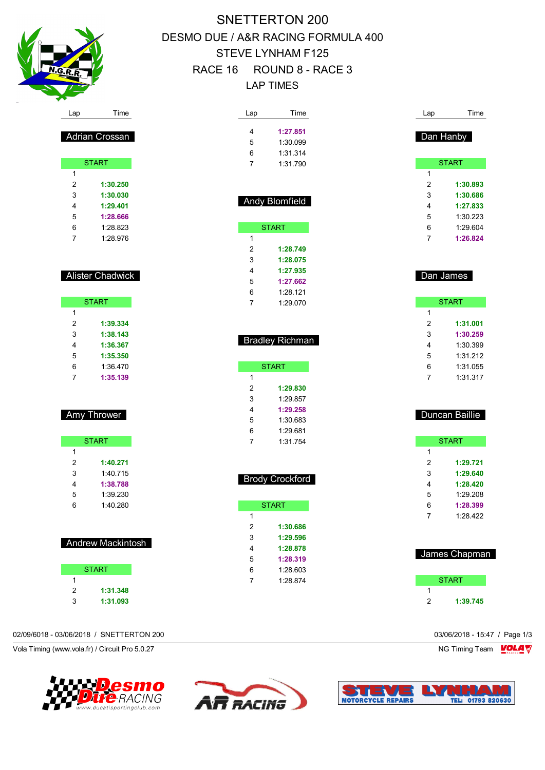# SNETTERTON 200

## DESMO DUE / A&R RACING FORMULA 400

## STEVE LYNHAM F125

## RACE 16 ROUND 8 - RACE 3

## LAP TIMES

### Adrian Crossan

| Lap | Time |
|---|---|
| START | |
| 1 | |
| 2 | **1:30.250** |
| 3 | **1:30.030** |
| 4 | **1:29.401** |
| 5 | **1:28.666** |
| 6 | 1:28.823 |
| 7 | 1:28.976 |

### Alister Chadwick

| Lap | Time |
|---|---|
| START | |
| 1 | |
| 2 | **1:39.334** |
| 3 | **1:38.143** |
| 4 | **1:36.367** |
| 5 | **1:35.350** |
| 6 | 1:36.470 |
| 7 | **1:35.139** |

### Amy Thrower

| Lap | Time |
|---|---|
| START | |
| 1 | |
| 2 | **1:40.271** |
| 3 | 1:40.715 |
| 4 | **1:38.788** |
| 5 | 1:39.230 |
| 6 | 1:40.280 |

### Andrew Mackintosh

| Lap | Time |
|---|---|
| START | |
| 1 | |
| 2 | **1:31.348** |
| 3 | **1:31.093** |
| 4 | **1:27.851** |
| 5 | 1:30.099 |
| 6 | 1:31.314 |
| 7 | 1:31.790 |

### Andy Blomfield

| Lap | Time |
|---|---|
| START | |
| 1 | |
| 2 | **1:28.749** |
| 3 | **1:28.075** |
| 4 | **1:27.935** |
| 5 | **1:27.662** |
| 6 | 1:28.121 |
| 7 | 1:29.070 |

### Bradley Richman

| Lap | Time |
|---|---|
| START | |
| 1 | |
| 2 | **1:29.830** |
| 3 | 1:29.857 |
| 4 | **1:29.258** |
| 5 | 1:30.683 |
| 6 | 1:29.681 |
| 7 | 1:31.754 |

### Brody Crockford

| Lap | Time |
|---|---|
| START | |
| 1 | |
| 2 | **1:30.686** |
| 3 | **1:29.596** |
| 4 | **1:28.878** |
| 5 | **1:28.319** |
| 6 | 1:28.603 |
| 7 | 1:28.874 |

### Dan Hanby

| Lap | Time |
|---|---|
| START | |
| 1 | |
| 2 | **1:30.893** |
| 3 | **1:30.686** |
| 4 | **1:27.833** |
| 5 | 1:30.223 |
| 6 | 1:29.604 |
| 7 | **1:26.824** |

### Dan James

| Lap | Time |
|---|---|
| START | |
| 1 | |
| 2 | **1:31.001** |
| 3 | **1:30.259** |
| 4 | 1:30.399 |
| 5 | 1:31.212 |
| 6 | 1:31.055 |
| 7 | 1:31.317 |

### Duncan Baillie

| Lap | Time |
|---|---|
| START | |
| 1 | |
| 2 | **1:29.721** |
| 3 | **1:29.640** |
| 4 | **1:28.420** |
| 5 | 1:29.208 |
| 6 | **1:28.399** |
| 7 | 1:28.422 |

### James Chapman

| Lap | Time |
|---|---|
| START | |
| 1 | |
| 2 | **1:39.745** |

02/09/6018 - 03/06/2018 / SNETTERTON 200

03/06/2018 - 15:47

Vola Timing (www.vola.fr) / Circuit Pro 5.0.27

NG Timing Team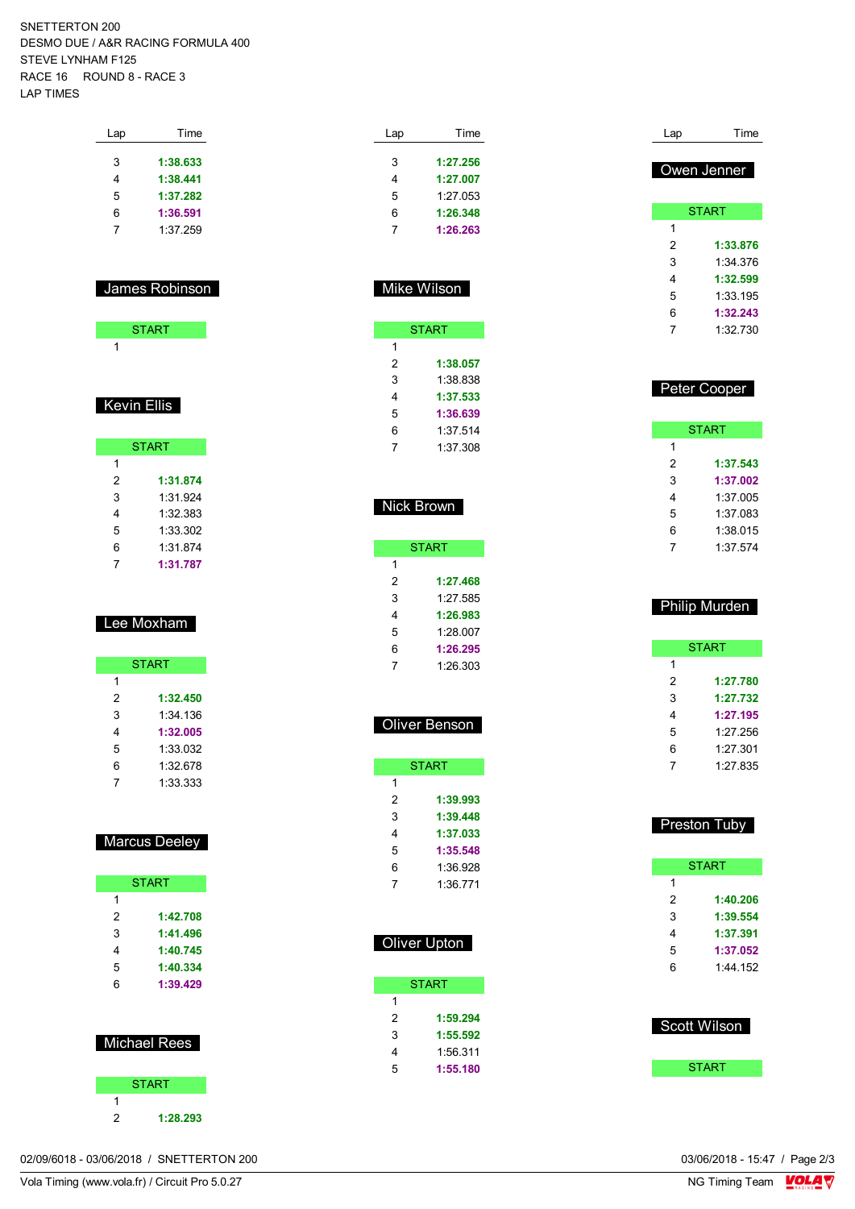SNETTERTON 200
DESMO DUE / A&R RACING FORMULA 400
STEVE LYNHAM F125
RACE 16 ROUND 8 - RACE 3
LAP TIMES

| Lap | Time |
|---|---|
| 3 | **1:38.633** |
| 4 | **1:38.441** |
| 5 | **1:37.282** |
| 6 | **1:36.591** |
| 7 | 1:37.259 |

### James Robinson

| Lap | Time |
|---|---|
| START | |
| 1 | |

### Kevin Ellis

| Lap | Time |
|---|---|
| START | |
| 1 | |
| 2 | **1:31.874** |
| 3 | 1:31.924 |
| 4 | 1:32.383 |
| 5 | 1:33.302 |
| 6 | 1:31.874 |
| 7 | **1:31.787** |

### Lee Moxham

| Lap | Time |
|---|---|
| START | |
| 1 | |
| 2 | **1:32.450** |
| 3 | 1:34.136 |
| 4 | **1:32.005** |
| 5 | 1:33.032 |
| 6 | 1:32.678 |
| 7 | 1:33.333 |

### Marcus Deeley

| Lap | Time |
|---|---|
| START | |
| 1 | |
| 2 | **1:42.708** |
| 3 | **1:41.496** |
| 4 | **1:40.745** |
| 5 | **1:40.334** |
| 6 | **1:39.429** |

### Michael Rees

| Lap | Time |
|---|---|
| START | |
| 1 | |
| 2 | **1:28.293** |

| Lap | Time |
|---|---|
| 3 | **1:27.256** |
| 4 | **1:27.007** |
| 5 | 1:27.053 |
| 6 | **1:26.348** |
| 7 | **1:26.263** |

### Mike Wilson

| Lap | Time |
|---|---|
| START | |
| 1 | |
| 2 | **1:38.057** |
| 3 | 1:38.838 |
| 4 | **1:37.533** |
| 5 | **1:36.639** |
| 6 | 1:37.514 |
| 7 | 1:37.308 |

### Nick Brown

| Lap | Time |
|---|---|
| START | |
| 1 | |
| 2 | **1:27.468** |
| 3 | 1:27.585 |
| 4 | **1:26.983** |
| 5 | 1:28.007 |
| 6 | **1:26.295** |
| 7 | 1:26.303 |

### Oliver Benson

| Lap | Time |
|---|---|
| START | |
| 1 | |
| 2 | **1:39.993** |
| 3 | **1:39.448** |
| 4 | **1:37.033** |
| 5 | **1:35.548** |
| 6 | 1:36.928 |
| 7 | 1:36.771 |

### Oliver Upton

| Lap | Time |
|---|---|
| START | |
| 1 | |
| 2 | **1:59.294** |
| 3 | **1:55.592** |
| 4 | 1:56.311 |
| 5 | **1:55.180** |

### Owen Jenner

| Lap | Time |
|---|---|
| START | |
| 1 | |
| 2 | **1:33.876** |
| 3 | 1:34.376 |
| 4 | **1:32.599** |
| 5 | 1:33.195 |
| 6 | **1:32.243** |
| 7 | 1:32.730 |

### Peter Cooper

| Lap | Time |
|---|---|
| START | |
| 1 | |
| 2 | **1:37.543** |
| 3 | **1:37.002** |
| 4 | 1:37.005 |
| 5 | 1:37.083 |
| 6 | 1:38.015 |
| 7 | 1:37.574 |

### Philip Murden

| Lap | Time |
|---|---|
| START | |
| 1 | |
| 2 | **1:27.780** |
| 3 | **1:27.732** |
| 4 | **1:27.195** |
| 5 | 1:27.256 |
| 6 | 1:27.301 |
| 7 | 1:27.835 |

### Preston Tuby

| Lap | Time |
|---|---|
| START | |
| 1 | |
| 2 | **1:40.206** |
| 3 | **1:39.554** |
| 4 | **1:37.391** |
| 5 | **1:37.052** |
| 6 | 1:44.152 |

### Scott Wilson

| Lap | Time |
|---|---|
| START | |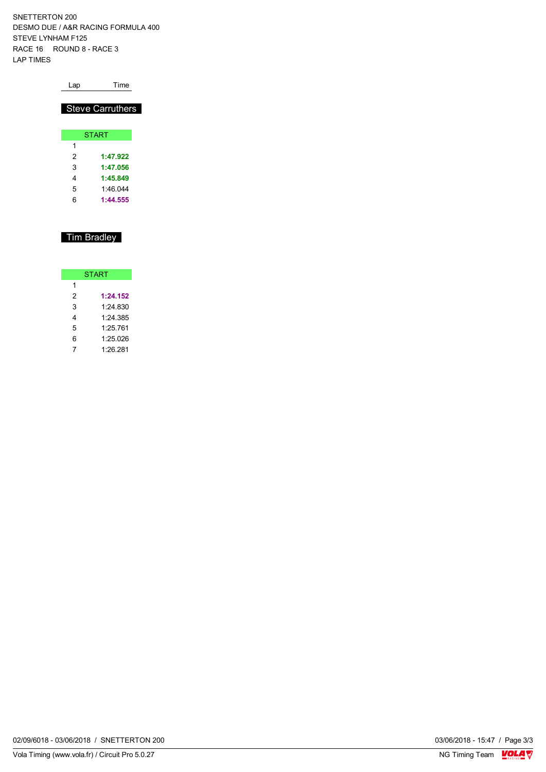SNETTERTON 200
DESMO DUE / A&R RACING FORMULA 400
STEVE LYNHAM F125
RACE 16 ROUND 8 - RACE 3
LAP TIMES

## Steve Carruthers

| Lap | Time |
|---|---|
| START | |
| 1 | |
| 2 | **1:47.922** |
| 3 | **1:47.056** |
| 4 | **1:45.849** |
| 5 | 1:46.044 |
| 6 | **1:44.555** |

## Tim Bradley

| Lap | Time |
|---|---|
| START | |
| 1 | |
| 2 | **1:24.152** |
| 3 | 1:24.830 |
| 4 | 1:24.385 |
| 5 | 1:25.761 |
| 6 | 1:25.026 |
| 7 | 1:26.281 |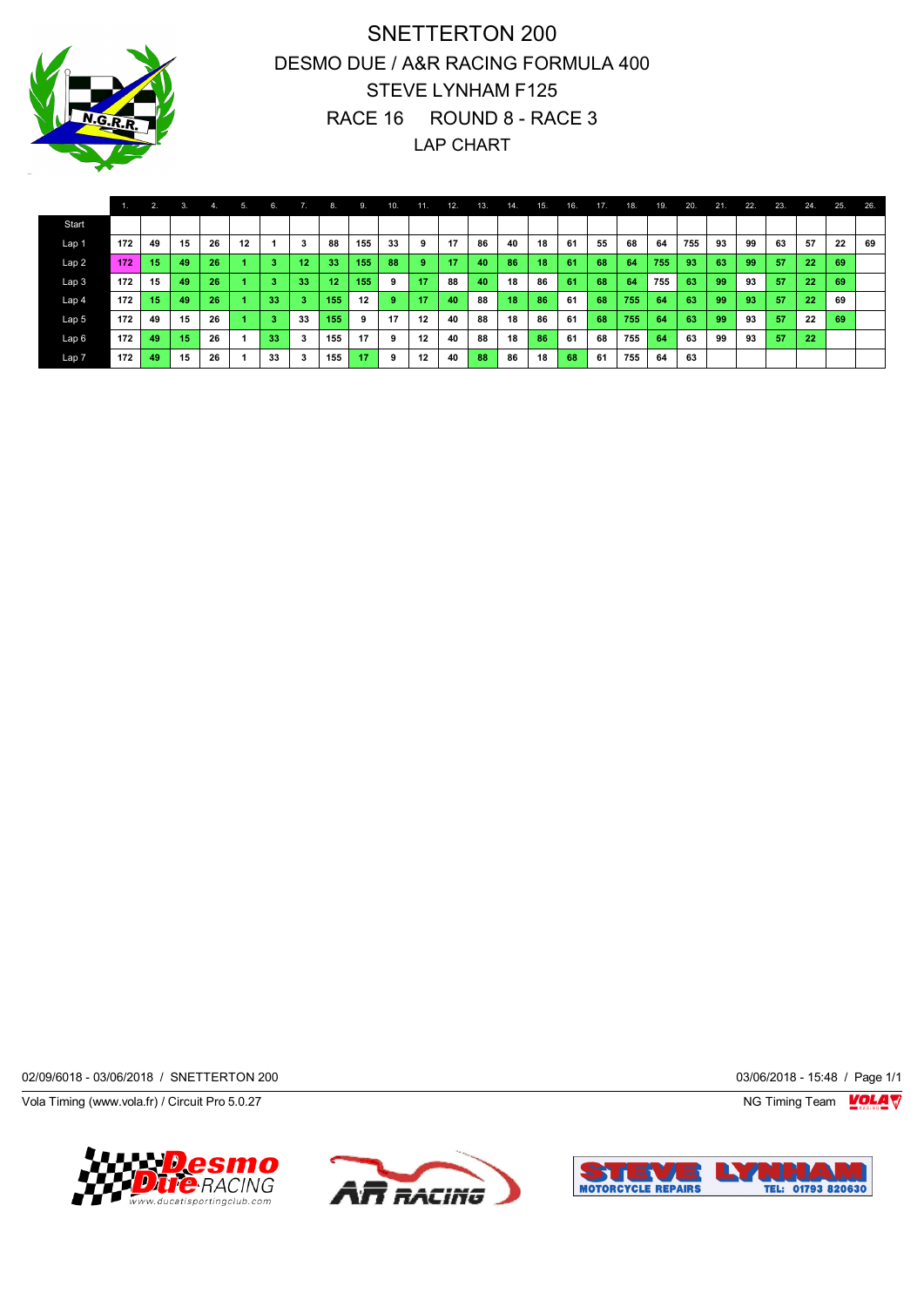# SNETTERTON 200

## DESMO DUE / A&R RACING FORMULA 400

## STEVE LYNHAM F125

## RACE 16 ROUND 8 - RACE 3

## LAP CHART

| | 1. | 2. | 3. | 4. | 5. | 6. | 7. | 8. | 9. | 10. | 11. | 12. | 13. | 14. | 15. | 16. | 17. | 18. | 19. | 20. | 21. | 22. | 23. | 24. | 25. | 26. |
|---|---|---|---|---|---|---|---|---|---|---|---|---|---|---|---|---|---|---|---|---|---|---|---|---|---|---|
| Start | | | | | | | | | | | | | | | | | | | | | | | | | | |
| Lap 1 | 172 | 49 | 15 | 26 | 12 | 1 | 3 | 88 | 155 | 33 | 9 | 17 | 86 | 40 | 18 | 61 | 55 | 68 | 64 | 755 | 93 | 99 | 63 | 57 | 22 | 69 |
| Lap 2 | 172 | 15 | 49 | 26 | 1 | 3 | 12 | 33 | 155 | 88 | 9 | 17 | 40 | 86 | 18 | 61 | 68 | 64 | 755 | 93 | 63 | 99 | 57 | 22 | 69 | |
| Lap 3 | 172 | 15 | 49 | 26 | 1 | 3 | 33 | 12 | 155 | 9 | 17 | 88 | 40 | 18 | 86 | 61 | 68 | 64 | 755 | 63 | 99 | 93 | 57 | 22 | 69 | |
| Lap 4 | 172 | 15 | 49 | 26 | 1 | 33 | 3 | 155 | 12 | 9 | 17 | 40 | 88 | 18 | 86 | 61 | 68 | 755 | 64 | 63 | 99 | 93 | 57 | 22 | 69 | |
| Lap 5 | 172 | 49 | 15 | 26 | 1 | 3 | 33 | 155 | 9 | 17 | 12 | 40 | 88 | 18 | 86 | 61 | 68 | 755 | 64 | 63 | 99 | 93 | 57 | 22 | 69 | |
| Lap 6 | 172 | 49 | 15 | 26 | 1 | 33 | 3 | 155 | 17 | 9 | 12 | 40 | 88 | 18 | 86 | 61 | 68 | 755 | 64 | 63 | 99 | 93 | 57 | 22 | | |
| Lap 7 | 172 | 49 | 15 | 26 | 1 | 33 | 3 | 155 | 17 | 9 | 12 | 40 | 88 | 86 | 18 | 68 | 61 | 755 | 64 | 63 | | | | | | |

02/09/6018 - 03/06/2018 / SNETTERTON 200

03/06/2018 - 15:48 / Page 1/1

Vola Timing (www.vola.fr) / Circuit Pro 5.0.27

NG Timing Team